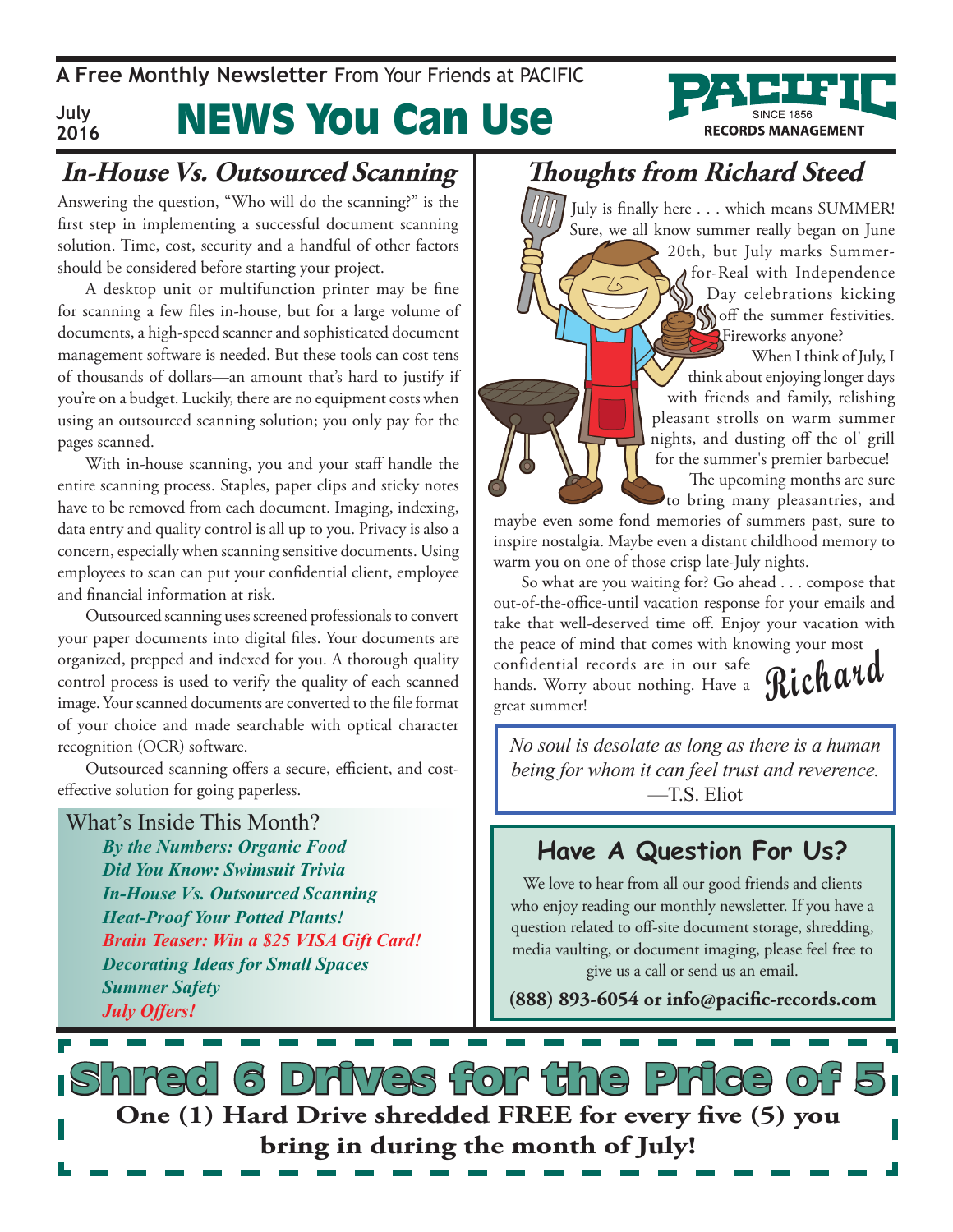A **Free Monthly Newsletter** From Your Friends at PACIFIC

July 2016

# NEWS You Can Use

PACIFIC SINCE 1856 RECORDS MANAGEMENT

## *In-House Vs. Outsourced Scanning*

Answering the question, "Who will do the scanning?" is the first step in implementing a successful document scanning solution. Time, cost, security and a handful of other factors should be considered before starting your project.

A desktop unit or multifunction printer may be fine for scanning a few files in-house, but for a large volume of documents, a high-speed scanner and sophisticated document management software is needed. But these tools can cost tens of thousands of dollars—an amount that's hard to justify if you're on a budget. Luckily, there are no equipment costs when using an outsourced scanning solution; you only pay for the pages scanned.

With in-house scanning, you and your staff handle the entire scanning process. Staples, paper clips and sticky notes have to be removed from each document. Imaging, indexing, data entry and quality control is all up to you. Privacy is also a concern, especially when scanning sensitive documents. Using employees to scan can put your confidential client, employee and financial information at risk.

Outsourced scanning uses screened professionals to convert your paper documents into digital files. Your documents are organized, prepped and indexed for you. A thorough quality control process is used to verify the quality of each scanned image. Your scanned documents are converted to the file format of your choice and made searchable with optical character recognition (OCR) software.

Outsourced scanning offers a secure, efficient, and cost-effective solution for going paperless.

### What's Inside This Month?

- ***By the Numbers: Organic Food***
- ***Did You Know: Swimsuit Trivia***
- ***In-House Vs. Outsourced Scanning***
- ***Heat-Proof Your Potted Plants!***
- ***Brain Teaser: Win a $25 VISA Gift Card!***
- ***Decorating Ideas for Small Spaces***
- ***Summer Safety***
- ***July Offers!***

## *Thoughts from Richard Steed*

July is finally here . . . which means SUMMER! Sure, we all know summer really began on June 20th, but July marks Summer-for-Real with Independence Day celebrations kicking off the summer festivities. Fireworks anyone?

When I think of July, I think about enjoying longer days with friends and family, relishing pleasant strolls on warm summer nights, and dusting off the ol' grill for the summer's premier barbecue!

The upcoming months are sure to bring many pleasantries, and maybe even some fond memories of summers past, sure to inspire nostalgia. Maybe even a distant childhood memory to warm you on one of those crisp late-July nights.

So what are you waiting for? Go ahead . . . compose that out-of-the-office-until vacation response for your emails and take that well-deserved time off. Enjoy your vacation with the peace of mind that comes with knowing your most confidential records are in our safe hands. Worry about nothing. Have a great summer!

*Richard*

> *No soul is desolate as long as there is a human being for whom it can feel trust and reverence.*
> —T.S. Eliot

### Have A Question For Us?

We love to hear from all our good friends and clients who enjoy reading our monthly newsletter. If you have a question related to off-site document storage, shredding, media vaulting, or document imaging, please feel free to give us a call or send us an email.

**(888) 893-6054 or info@pacific-records.com**

## Shred 6 Drives for the Price of 5

**One (1) Hard Drive shredded FREE for every five (5) you bring in during the month of July!**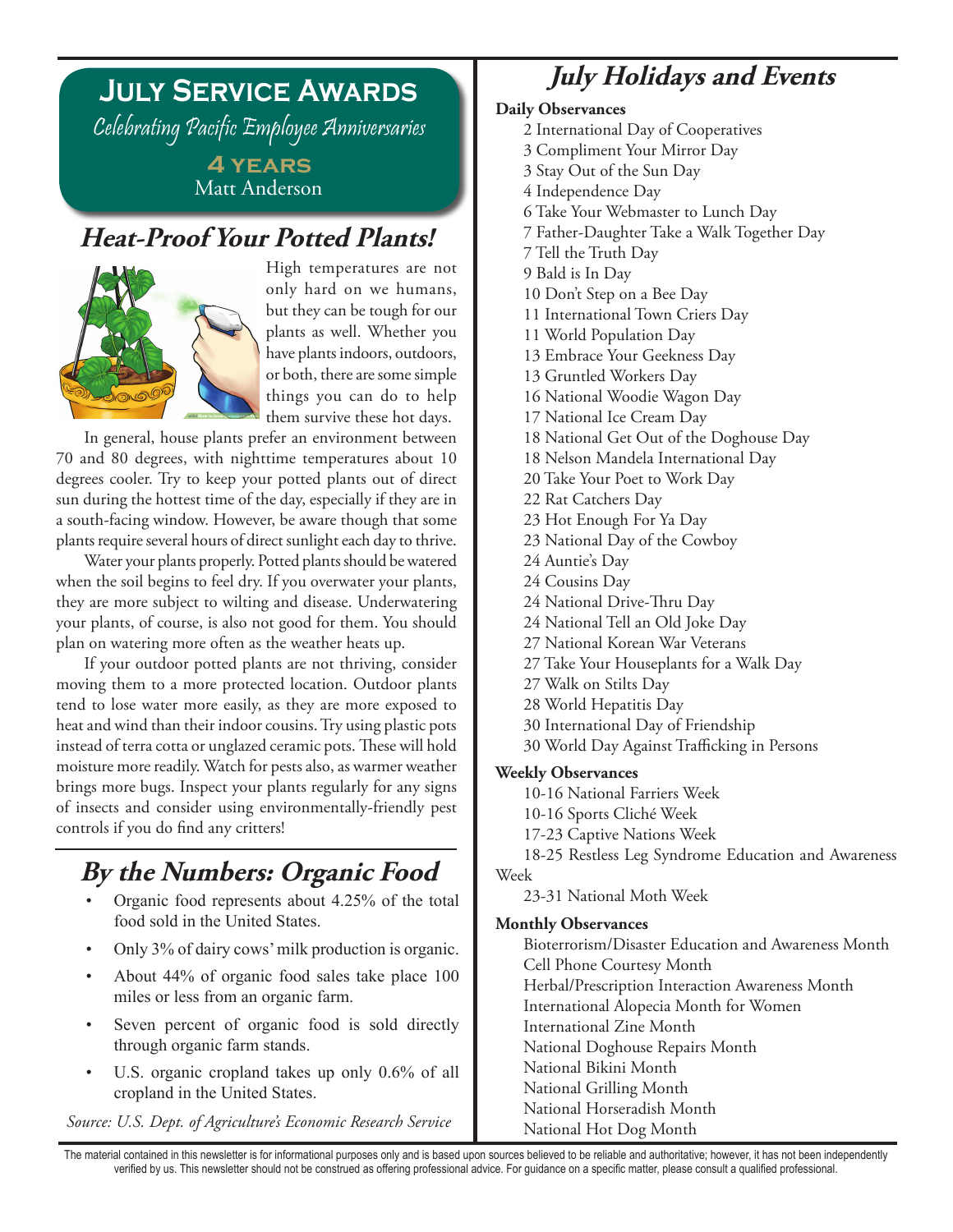## July Service Awards

*Celebrating Pacific Employee Anniversaries*

**4 years**
Matt Anderson

## *Heat-Proof Your Potted Plants!*

High temperatures are not only hard on we humans, but they can be tough for our plants as well. Whether you have plants indoors, outdoors, or both, there are some simple things you can do to help them survive these hot days.

In general, house plants prefer an environment between 70 and 80 degrees, with nighttime temperatures about 10 degrees cooler. Try to keep your potted plants out of direct sun during the hottest time of the day, especially if they are in a south-facing window. However, be aware though that some plants require several hours of direct sunlight each day to thrive.

Water your plants properly. Potted plants should be watered when the soil begins to feel dry. If you overwater your plants, they are more subject to wilting and disease. Underwatering your plants, of course, is also not good for them. You should plan on watering more often as the weather heats up.

If your outdoor potted plants are not thriving, consider moving them to a more protected location. Outdoor plants tend to lose water more easily, as they are more exposed to heat and wind than their indoor cousins. Try using plastic pots instead of terra cotta or unglazed ceramic pots. These will hold moisture more readily. Watch for pests also, as warmer weather brings more bugs. Inspect your plants regularly for any signs of insects and consider using environmentally-friendly pest controls if you do find any critters!

## *By the Numbers: Organic Food*

- Organic food represents about 4.25% of the total food sold in the United States.
- Only 3% of dairy cows' milk production is organic.
- About 44% of organic food sales take place 100 miles or less from an organic farm.
- Seven percent of organic food is sold directly through organic farm stands.
- U.S. organic cropland takes up only 0.6% of all cropland in the United States.

*Source: U.S. Dept. of Agriculture's Economic Research Service*

## *July Holidays and Events*

**Daily Observances**

2 International Day of Cooperatives
3 Compliment Your Mirror Day
3 Stay Out of the Sun Day
4 Independence Day
6 Take Your Webmaster to Lunch Day
7 Father-Daughter Take a Walk Together Day
7 Tell the Truth Day
9 Bald is In Day
10 Don't Step on a Bee Day
11 International Town Criers Day
11 World Population Day
13 Embrace Your Geekness Day
13 Gruntled Workers Day
16 National Woodie Wagon Day
17 National Ice Cream Day
18 National Get Out of the Doghouse Day
18 Nelson Mandela International Day
20 Take Your Poet to Work Day
22 Rat Catchers Day
23 Hot Enough For Ya Day
23 National Day of the Cowboy
24 Auntie's Day
24 Cousins Day
24 National Drive-Thru Day
24 National Tell an Old Joke Day
27 National Korean War Veterans
27 Take Your Houseplants for a Walk Day
27 Walk on Stilts Day
28 World Hepatitis Day
30 International Day of Friendship
30 World Day Against Trafficking in Persons

**Weekly Observances**

10-16 National Farriers Week
10-16 Sports Cliché Week
17-23 Captive Nations Week
18-25 Restless Leg Syndrome Education and Awareness Week
23-31 National Moth Week

**Monthly Observances**

Bioterrorism/Disaster Education and Awareness Month
Cell Phone Courtesy Month
Herbal/Prescription Interaction Awareness Month
International Alopecia Month for Women
International Zine Month
National Doghouse Repairs Month
National Bikini Month
National Grilling Month
National Horseradish Month
National Hot Dog Month

The material contained in this newsletter is for informational purposes only and is based upon sources believed to be reliable and authoritative; however, it has not been independently verified by us. This newsletter should not be construed as offering professional advice. For guidance on a specific matter, please consult a qualified professional.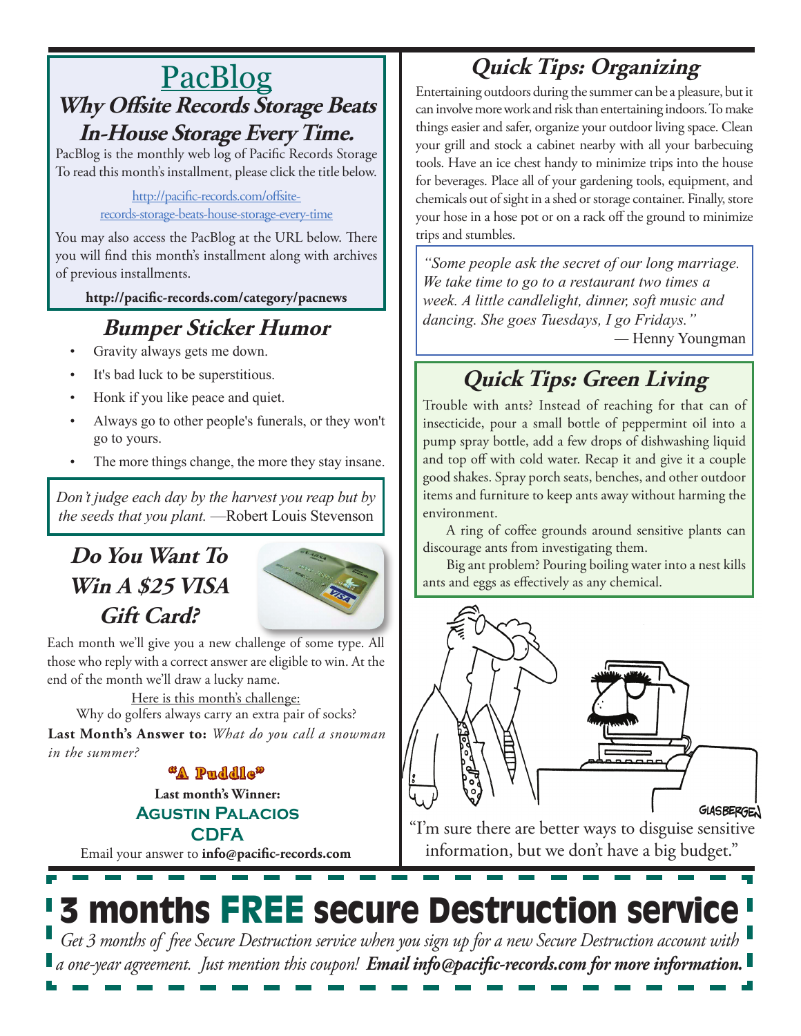# PacBlog

## Why Offsite Records Storage Beats In-House Storage Every Time.

PacBlog is the monthly web log of Pacific Records Storage To read this month's installment, please click the title below.

http://pacific-records.com/offsite-records-storage-beats-house-storage-every-time

You may also access the PacBlog at the URL below. There you will find this month's installment along with archives of previous installments.

**http://pacific-records.com/category/pacnews**

## Bumper Sticker Humor

- Gravity always gets me down.
- It's bad luck to be superstitious.
- Honk if you like peace and quiet.
- Always go to other people's funerals, or they won't go to yours.
- The more things change, the more they stay insane.

*Don't judge each day by the harvest you reap but by the seeds that you plant.* —Robert Louis Stevenson

## Do You Want To Win A $25 VISA Gift Card?

Each month we'll give you a new challenge of some type. All those who reply with a correct answer are eligible to win. At the end of the month we'll draw a lucky name.

Here is this month's challenge:

Why do golfers always carry an extra pair of socks?

**Last Month's Answer to:** *What do you call a snowman in the summer?*

**"A Puddle"**

**Last month's Winner:**

**Agustin Palacios**
**CDFA**

Email your answer to **info@pacific-records.com**

## Quick Tips: Organizing

Entertaining outdoors during the summer can be a pleasure, but it can involve more work and risk than entertaining indoors. To make things easier and safer, organize your outdoor living space. Clean your grill and stock a cabinet nearby with all your barbecuing tools. Have an ice chest handy to minimize trips into the house for beverages. Place all of your gardening tools, equipment, and chemicals out of sight in a shed or storage container. Finally, store your hose in a hose pot or on a rack off the ground to minimize trips and stumbles.

*"Some people ask the secret of our long marriage. We take time to go to a restaurant two times a week. A little candlelight, dinner, soft music and dancing. She goes Tuesdays, I go Fridays."*
— Henny Youngman

## Quick Tips: Green Living

Trouble with ants? Instead of reaching for that can of insecticide, pour a small bottle of peppermint oil into a pump spray bottle, add a few drops of dishwashing liquid and top off with cold water. Recap it and give it a couple good shakes. Spray porch seats, benches, and other outdoor items and furniture to keep ants away without harming the environment.

A ring of coffee grounds around sensitive plants can discourage ants from investigating them.

Big ant problem? Pouring boiling water into a nest kills ants and eggs as effectively as any chemical.

"I'm sure there are better ways to disguise sensitive information, but we don't have a big budget."

# 3 months FREE secure Destruction service

*Get 3 months of free Secure Destruction service when you sign up for a new Secure Destruction account with a one-year agreement. Just mention this coupon!* ***Email info@pacific-records.com for more information.***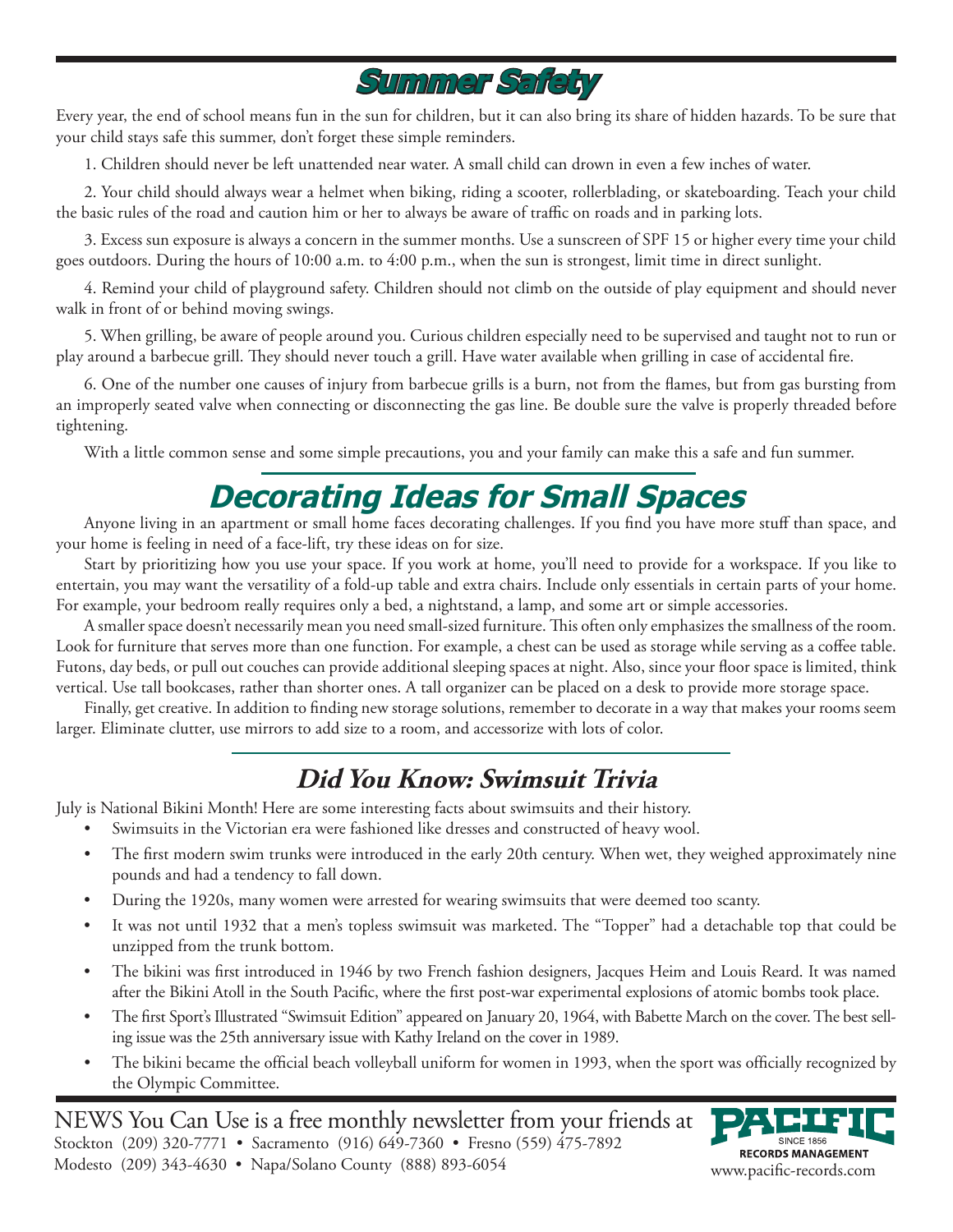# Summer Safety

Every year, the end of school means fun in the sun for children, but it can also bring its share of hidden hazards. To be sure that your child stays safe this summer, don't forget these simple reminders.

1. Children should never be left unattended near water. A small child can drown in even a few inches of water.

2. Your child should always wear a helmet when biking, riding a scooter, rollerblading, or skateboarding. Teach your child the basic rules of the road and caution him or her to always be aware of traffic on roads and in parking lots.

3. Excess sun exposure is always a concern in the summer months. Use a sunscreen of SPF 15 or higher every time your child goes outdoors. During the hours of 10:00 a.m. to 4:00 p.m., when the sun is strongest, limit time in direct sunlight.

4. Remind your child of playground safety. Children should not climb on the outside of play equipment and should never walk in front of or behind moving swings.

5. When grilling, be aware of people around you. Curious children especially need to be supervised and taught not to run or play around a barbecue grill. They should never touch a grill. Have water available when grilling in case of accidental fire.

6. One of the number one causes of injury from barbecue grills is a burn, not from the flames, but from gas bursting from an improperly seated valve when connecting or disconnecting the gas line. Be double sure the valve is properly threaded before tightening.

With a little common sense and some simple precautions, you and your family can make this a safe and fun summer.

# Decorating Ideas for Small Spaces

Anyone living in an apartment or small home faces decorating challenges. If you find you have more stuff than space, and your home is feeling in need of a face-lift, try these ideas on for size.

Start by prioritizing how you use your space. If you work at home, you'll need to provide for a workspace. If you like to entertain, you may want the versatility of a fold-up table and extra chairs. Include only essentials in certain parts of your home. For example, your bedroom really requires only a bed, a nightstand, a lamp, and some art or simple accessories.

A smaller space doesn't necessarily mean you need small-sized furniture. This often only emphasizes the smallness of the room. Look for furniture that serves more than one function. For example, a chest can be used as storage while serving as a coffee table. Futons, day beds, or pull out couches can provide additional sleeping spaces at night. Also, since your floor space is limited, think vertical. Use tall bookcases, rather than shorter ones. A tall organizer can be placed on a desk to provide more storage space.

Finally, get creative. In addition to finding new storage solutions, remember to decorate in a way that makes your rooms seem larger. Eliminate clutter, use mirrors to add size to a room, and accessorize with lots of color.

## *Did You Know: Swimsuit Trivia*

July is National Bikini Month! Here are some interesting facts about swimsuits and their history.

- Swimsuits in the Victorian era were fashioned like dresses and constructed of heavy wool.
- The first modern swim trunks were introduced in the early 20th century. When wet, they weighed approximately nine pounds and had a tendency to fall down.
- During the 1920s, many women were arrested for wearing swimsuits that were deemed too scanty.
- It was not until 1932 that a men's topless swimsuit was marketed. The "Topper" had a detachable top that could be unzipped from the trunk bottom.
- The bikini was first introduced in 1946 by two French fashion designers, Jacques Heim and Louis Reard. It was named after the Bikini Atoll in the South Pacific, where the first post-war experimental explosions of atomic bombs took place.
- The first Sport's Illustrated "Swimsuit Edition" appeared on January 20, 1964, with Babette March on the cover. The best selling issue was the 25th anniversary issue with Kathy Ireland on the cover in 1989.
- The bikini became the official beach volleyball uniform for women in 1993, when the sport was officially recognized by the Olympic Committee.

NEWS You Can Use is a free monthly newsletter from your friends at

Stockton (209) 320-7771 • Sacramento (916) 649-7360 • Fresno (559) 475-7892
Modesto (209) 343-4630 • Napa/Solano County (888) 893-6054

PACIFIC SINCE 1856 RECORDS MANAGEMENT
www.pacific-records.com